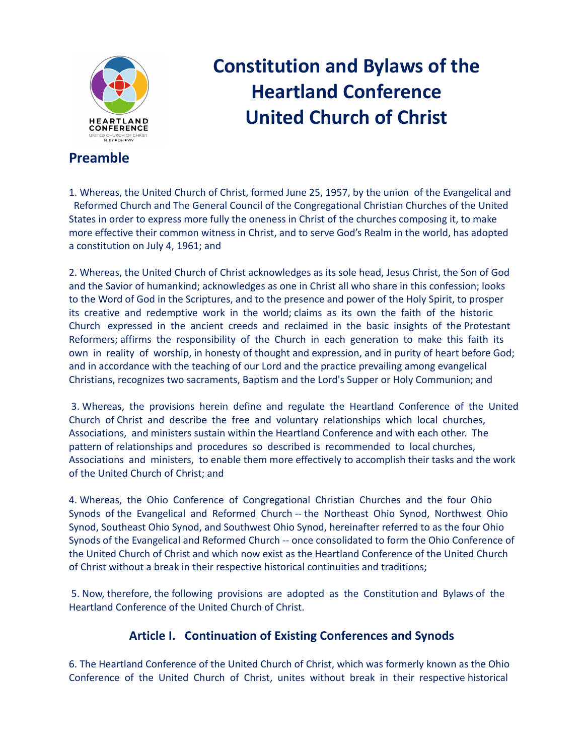# Constitution and Bylaws of the Heartland Conference United Church of Christ

## Preamble

1. Whereas, the United Church of Christ, formed June 25, 1957, by the union of the Evangelical and Reformed Church and The General Council of the Congregational Christian Churches of the United States in order to express more fully the oneness in Christ of the churches composing it, to make more effective their common witness in Christ, and to serve God's Realm in the world, has adopted a constitution on July 4, 1961; and

2. Whereas, the United Church of Christ acknowledges as its sole head, Jesus Christ, the Son of God and the Savior of humankind; acknowledges as one in Christ all who share in this confession; looks to the Word of God in the Scriptures, and to the presence and power of the Holy Spirit, to prosper its creative and redemptive work in the world; claims as its own the faith of the historic Church expressed in the ancient creeds and reclaimed in the basic insights of the Protestant Reformers; affirms the responsibility of the Church in each generation to make this faith its own in reality of worship, in honesty of thought and expression, and in purity of heart before God; and in accordance with the teaching of our Lord and the practice prevailing among evangelical Christians, recognizes two sacraments, Baptism and the Lord's Supper or Holy Communion; and

3. Whereas, the provisions herein define and regulate the Heartland Conference of the United Church of Christ and describe the free and voluntary relationships which local churches, Associations, and ministers sustain within the Heartland Conference and with each other. The pattern of relationships and procedures so described is recommended to local churches, Associations and ministers, to enable them more effectively to accomplish their tasks and the work of the United Church of Christ; and

4. Whereas, the Ohio Conference of Congregational Christian Churches and the four Ohio Synods of the Evangelical and Reformed Church -- the Northeast Ohio Synod, Northwest Ohio Synod, Southeast Ohio Synod, and Southwest Ohio Synod, hereinafter referred to as the four Ohio Synods of the Evangelical and Reformed Church -- once consolidated to form the Ohio Conference of the United Church of Christ and which now exist as the Heartland Conference of the United Church of Christ without a break in their respective historical continuities and traditions;

5. Now, therefore, the following provisions are adopted as the Constitution and Bylaws of the Heartland Conference of the United Church of Christ.

## Article I. Continuation of Existing Conferences and Synods

6. The Heartland Conference of the United Church of Christ, which was formerly known as the Ohio Conference of the United Church of Christ, unites without break in their respective historical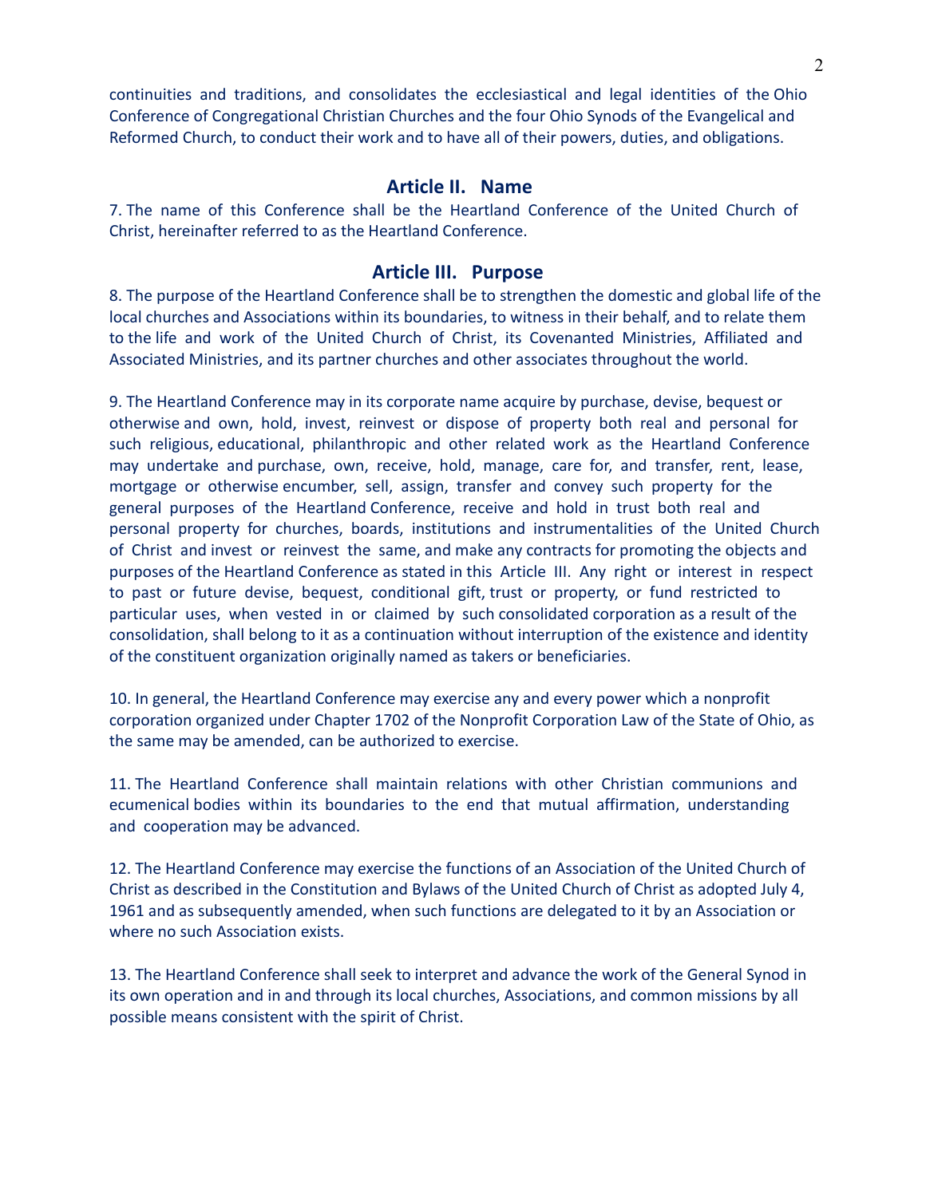continuities and traditions, and consolidates the ecclesiastical and legal identities of the Ohio Conference of Congregational Christian Churches and the four Ohio Synods of the Evangelical and Reformed Church, to conduct their work and to have all of their powers, duties, and obligations.

## Article II. Name

7. The name of this Conference shall be the Heartland Conference of the United Church of Christ, hereinafter referred to as the Heartland Conference.

## Article III. Purpose

8. The purpose of the Heartland Conference shall be to strengthen the domestic and global life of the local churches and Associations within its boundaries, to witness in their behalf, and to relate them to the life and work of the United Church of Christ, its Covenanted Ministries, Affiliated and Associated Ministries, and its partner churches and other associates throughout the world.

9. The Heartland Conference may in its corporate name acquire by purchase, devise, bequest or otherwise and own, hold, invest, reinvest or dispose of property both real and personal for such religious, educational, philanthropic and other related work as the Heartland Conference may undertake and purchase, own, receive, hold, manage, care for, and transfer, rent, lease, mortgage or otherwise encumber, sell, assign, transfer and convey such property for the general purposes of the Heartland Conference, receive and hold in trust both real and personal property for churches, boards, institutions and instrumentalities of the United Church of Christ and invest or reinvest the same, and make any contracts for promoting the objects and purposes of the Heartland Conference as stated in this Article III. Any right or interest in respect to past or future devise, bequest, conditional gift, trust or property, or fund restricted to particular uses, when vested in or claimed by such consolidated corporation as a result of the consolidation, shall belong to it as a continuation without interruption of the existence and identity of the constituent organization originally named as takers or beneficiaries.

10. In general, the Heartland Conference may exercise any and every power which a nonprofit corporation organized under Chapter 1702 of the Nonprofit Corporation Law of the State of Ohio, as the same may be amended, can be authorized to exercise.

11. The Heartland Conference shall maintain relations with other Christian communions and ecumenical bodies within its boundaries to the end that mutual affirmation, understanding and cooperation may be advanced.

12. The Heartland Conference may exercise the functions of an Association of the United Church of Christ as described in the Constitution and Bylaws of the United Church of Christ as adopted July 4, 1961 and as subsequently amended, when such functions are delegated to it by an Association or where no such Association exists.

13. The Heartland Conference shall seek to interpret and advance the work of the General Synod in its own operation and in and through its local churches, Associations, and common missions by all possible means consistent with the spirit of Christ.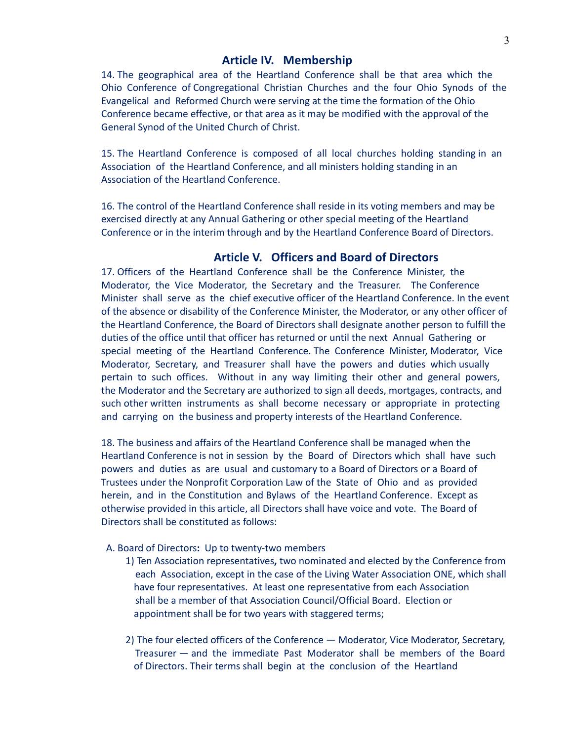## Article IV. Membership

14. The geographical area of the Heartland Conference shall be that area which the Ohio Conference of Congregational Christian Churches and the four Ohio Synods of the Evangelical and Reformed Church were serving at the time the formation of the Ohio Conference became effective, or that area as it may be modified with the approval of the General Synod of the United Church of Christ.

15. The Heartland Conference is composed of all local churches holding standing in an Association of the Heartland Conference, and all ministers holding standing in an Association of the Heartland Conference.

16. The control of the Heartland Conference shall reside in its voting members and may be exercised directly at any Annual Gathering or other special meeting of the Heartland Conference or in the interim through and by the Heartland Conference Board of Directors.

## Article V. Officers and Board of Directors

17. Officers of the Heartland Conference shall be the Conference Minister, the Moderator, the Vice Moderator, the Secretary and the Treasurer. The Conference Minister shall serve as the chief executive officer of the Heartland Conference. In the event of the absence or disability of the Conference Minister, the Moderator, or any other officer of the Heartland Conference, the Board of Directors shall designate another person to fulfill the duties of the office until that officer has returned or until the next Annual Gathering or special meeting of the Heartland Conference. The Conference Minister, Moderator, Vice Moderator, Secretary, and Treasurer shall have the powers and duties which usually pertain to such offices. Without in any way limiting their other and general powers, the Moderator and the Secretary are authorized to sign all deeds, mortgages, contracts, and such other written instruments as shall become necessary or appropriate in protecting and carrying on the business and property interests of the Heartland Conference.

18. The business and affairs of the Heartland Conference shall be managed when the Heartland Conference is not in session by the Board of Directors which shall have such powers and duties as are usual and customary to a Board of Directors or a Board of Trustees under the Nonprofit Corporation Law of the State of Ohio and as provided herein, and in the Constitution and Bylaws of the Heartland Conference. Except as otherwise provided in this article, all Directors shall have voice and vote. The Board of Directors shall be constituted as follows:

A. Board of Directors**:** Up to twenty-two members

1) Ten Association representatives**,** two nominated and elected by the Conference from each Association, except in the case of the Living Water Association ONE, which shall have four representatives. At least one representative from each Association shall be a member of that Association Council/Official Board. Election or appointment shall be for two years with staggered terms;

2) The four elected officers of the Conference — Moderator, Vice Moderator, Secretary, Treasurer — and the immediate Past Moderator shall be members of the Board of Directors. Their terms shall begin at the conclusion of the Heartland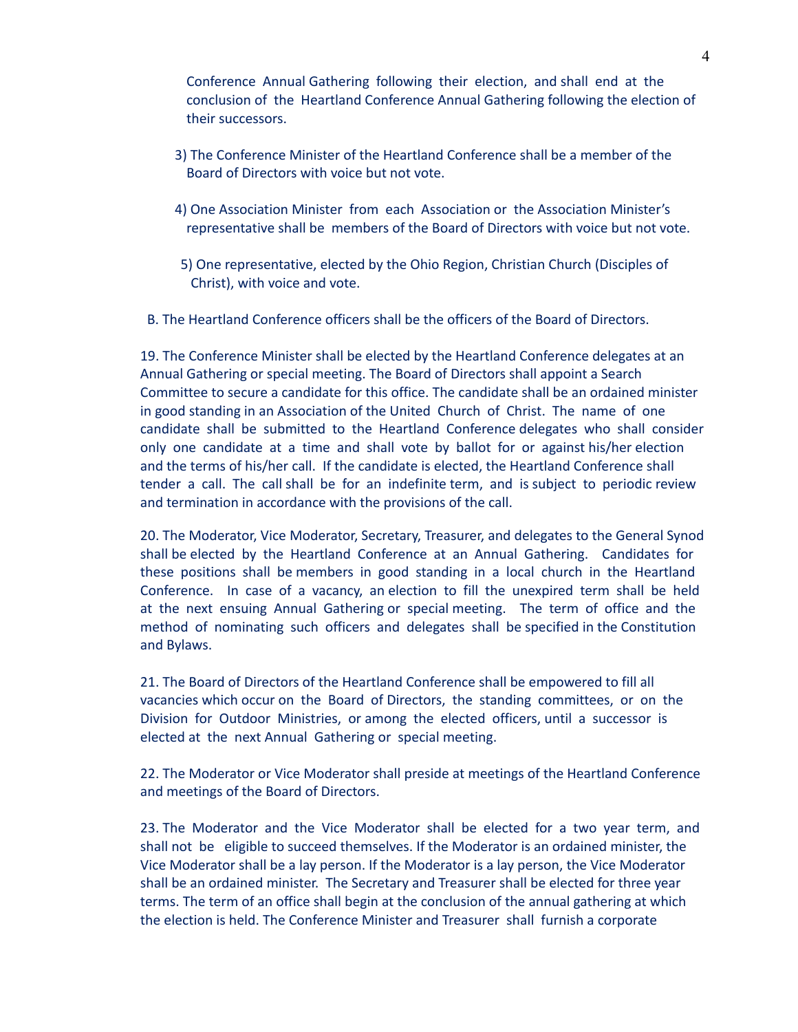Conference Annual Gathering following their election, and shall end at the conclusion of the Heartland Conference Annual Gathering following the election of their successors.

3) The Conference Minister of the Heartland Conference shall be a member of the Board of Directors with voice but not vote.

4) One Association Minister from each Association or the Association Minister's representative shall be members of the Board of Directors with voice but not vote.

5) One representative, elected by the Ohio Region, Christian Church (Disciples of Christ), with voice and vote.

B. The Heartland Conference officers shall be the officers of the Board of Directors.

19. The Conference Minister shall be elected by the Heartland Conference delegates at an Annual Gathering or special meeting. The Board of Directors shall appoint a Search Committee to secure a candidate for this office. The candidate shall be an ordained minister in good standing in an Association of the United Church of Christ. The name of one candidate shall be submitted to the Heartland Conference delegates who shall consider only one candidate at a time and shall vote by ballot for or against his/her election and the terms of his/her call. If the candidate is elected, the Heartland Conference shall tender a call. The call shall be for an indefinite term, and is subject to periodic review and termination in accordance with the provisions of the call.

20. The Moderator, Vice Moderator, Secretary, Treasurer, and delegates to the General Synod shall be elected by the Heartland Conference at an Annual Gathering. Candidates for these positions shall be members in good standing in a local church in the Heartland Conference. In case of a vacancy, an election to fill the unexpired term shall be held at the next ensuing Annual Gathering or special meeting. The term of office and the method of nominating such officers and delegates shall be specified in the Constitution and Bylaws.

21. The Board of Directors of the Heartland Conference shall be empowered to fill all vacancies which occur on the Board of Directors, the standing committees, or on the Division for Outdoor Ministries, or among the elected officers, until a successor is elected at the next Annual Gathering or special meeting.

22. The Moderator or Vice Moderator shall preside at meetings of the Heartland Conference and meetings of the Board of Directors.

23. The Moderator and the Vice Moderator shall be elected for a two year term, and shall not be eligible to succeed themselves. If the Moderator is an ordained minister, the Vice Moderator shall be a lay person. If the Moderator is a lay person, the Vice Moderator shall be an ordained minister. The Secretary and Treasurer shall be elected for three year terms. The term of an office shall begin at the conclusion of the annual gathering at which the election is held. The Conference Minister and Treasurer shall furnish a corporate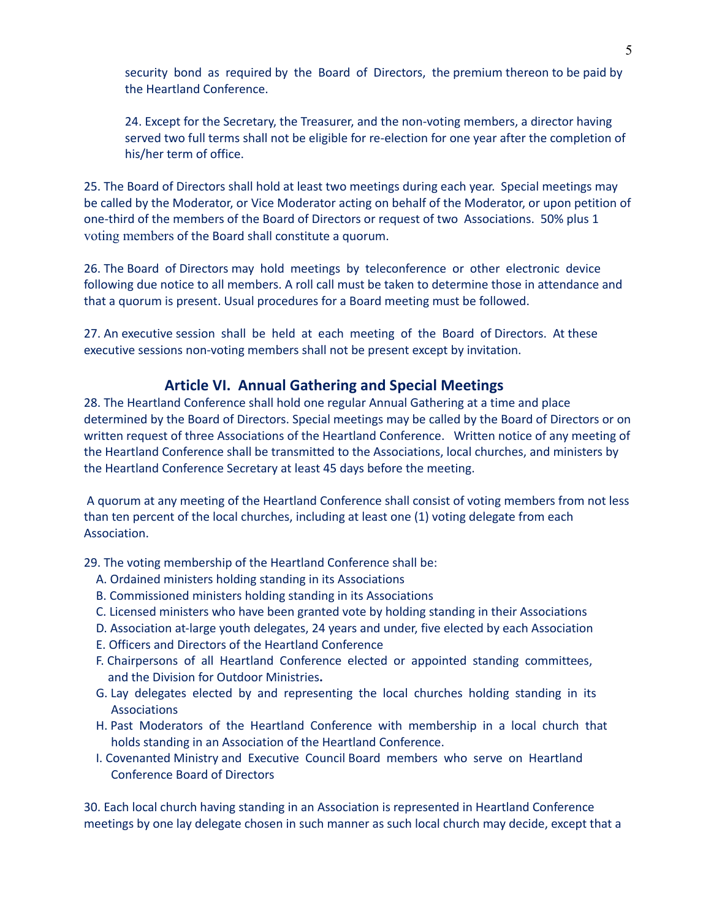security bond as required by the Board of Directors, the premium thereon to be paid by the Heartland Conference.

24. Except for the Secretary, the Treasurer, and the non-voting members, a director having served two full terms shall not be eligible for re-election for one year after the completion of his/her term of office.

25. The Board of Directors shall hold at least two meetings during each year. Special meetings may be called by the Moderator, or Vice Moderator acting on behalf of the Moderator, or upon petition of one-third of the members of the Board of Directors or request of two Associations. 50% plus 1 voting members of the Board shall constitute a quorum.

26. The Board of Directors may hold meetings by teleconference or other electronic device following due notice to all members. A roll call must be taken to determine those in attendance and that a quorum is present. Usual procedures for a Board meeting must be followed.

27. An executive session shall be held at each meeting of the Board of Directors. At these executive sessions non-voting members shall not be present except by invitation.

## Article VI. Annual Gathering and Special Meetings

28. The Heartland Conference shall hold one regular Annual Gathering at a time and place determined by the Board of Directors. Special meetings may be called by the Board of Directors or on written request of three Associations of the Heartland Conference. Written notice of any meeting of the Heartland Conference shall be transmitted to the Associations, local churches, and ministers by the Heartland Conference Secretary at least 45 days before the meeting.

A quorum at any meeting of the Heartland Conference shall consist of voting members from not less than ten percent of the local churches, including at least one (1) voting delegate from each Association.

29. The voting membership of the Heartland Conference shall be:

A. Ordained ministers holding standing in its Associations
B. Commissioned ministers holding standing in its Associations
C. Licensed ministers who have been granted vote by holding standing in their Associations
D. Association at-large youth delegates, 24 years and under, five elected by each Association
E. Officers and Directors of the Heartland Conference
F. Chairpersons of all Heartland Conference elected or appointed standing committees, and the Division for Outdoor Ministries.
G. Lay delegates elected by and representing the local churches holding standing in its Associations
H. Past Moderators of the Heartland Conference with membership in a local church that holds standing in an Association of the Heartland Conference.
I. Covenanted Ministry and Executive Council Board members who serve on Heartland Conference Board of Directors

30. Each local church having standing in an Association is represented in Heartland Conference meetings by one lay delegate chosen in such manner as such local church may decide, except that a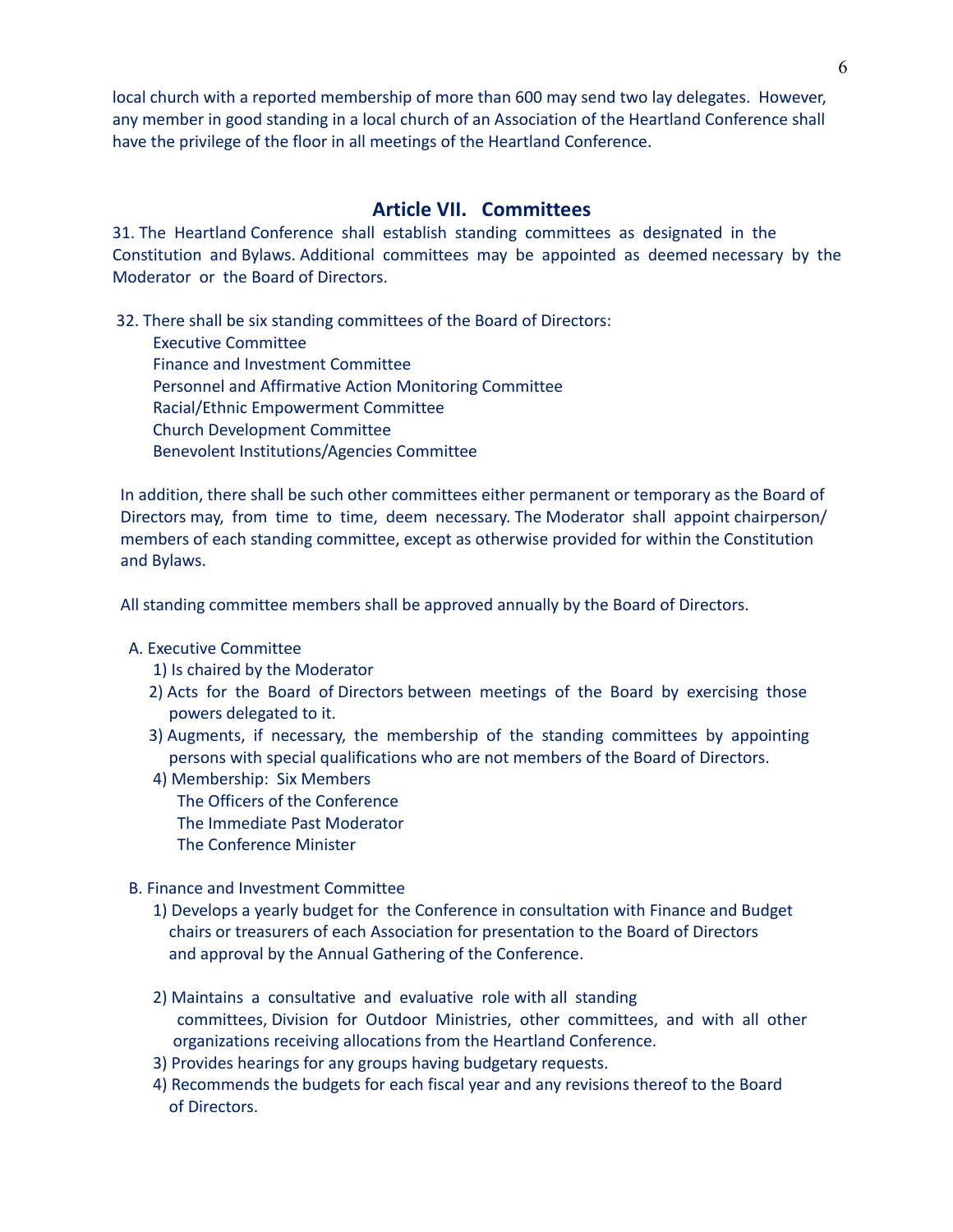local church with a reported membership of more than 600 may send two lay delegates. However, any member in good standing in a local church of an Association of the Heartland Conference shall have the privilege of the floor in all meetings of the Heartland Conference.

## Article VII. Committees

31. The Heartland Conference shall establish standing committees as designated in the Constitution and Bylaws. Additional committees may be appointed as deemed necessary by the Moderator or the Board of Directors.

32. There shall be six standing committees of the Board of Directors:
    - Executive Committee
    - Finance and Investment Committee
    - Personnel and Affirmative Action Monitoring Committee
    - Racial/Ethnic Empowerment Committee
    - Church Development Committee
    - Benevolent Institutions/Agencies Committee

In addition, there shall be such other committees either permanent or temporary as the Board of Directors may, from time to time, deem necessary. The Moderator shall appoint chairperson/ members of each standing committee, except as otherwise provided for within the Constitution and Bylaws.

All standing committee members shall be approved annually by the Board of Directors.

A. Executive Committee
   1) Is chaired by the Moderator
   2) Acts for the Board of Directors between meetings of the Board by exercising those powers delegated to it.
   3) Augments, if necessary, the membership of the standing committees by appointing persons with special qualifications who are not members of the Board of Directors.
   4) Membership: Six Members
      - The Officers of the Conference
      - The Immediate Past Moderator
      - The Conference Minister

B. Finance and Investment Committee
   1) Develops a yearly budget for the Conference in consultation with Finance and Budget chairs or treasurers of each Association for presentation to the Board of Directors and approval by the Annual Gathering of the Conference.
   2) Maintains a consultative and evaluative role with all standing committees, Division for Outdoor Ministries, other committees, and with all other organizations receiving allocations from the Heartland Conference.
   3) Provides hearings for any groups having budgetary requests.
   4) Recommends the budgets for each fiscal year and any revisions thereof to the Board of Directors.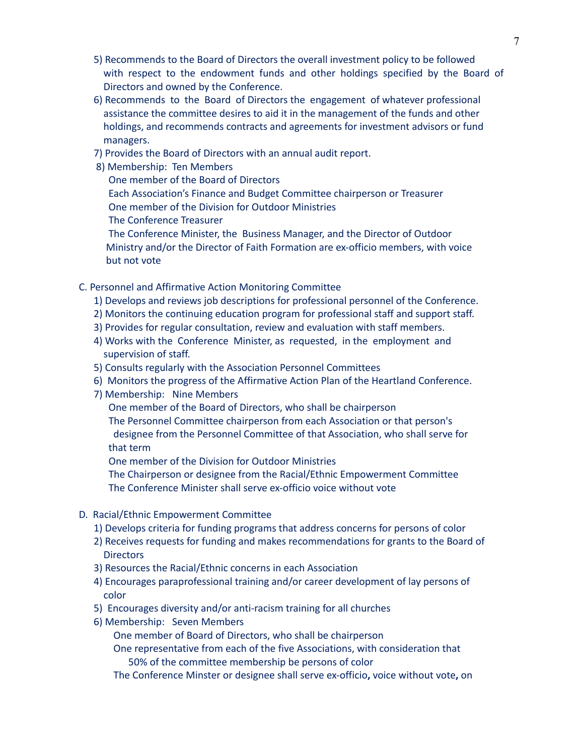5) Recommends to the Board of Directors the overall investment policy to be followed with respect to the endowment funds and other holdings specified by the Board of Directors and owned by the Conference.

6) Recommends to the Board of Directors the engagement of whatever professional assistance the committee desires to aid it in the management of the funds and other holdings, and recommends contracts and agreements for investment advisors or fund managers.

7) Provides the Board of Directors with an annual audit report.

8) Membership: Ten Members
   One member of the Board of Directors
   Each Association's Finance and Budget Committee chairperson or Treasurer
   One member of the Division for Outdoor Ministries
   The Conference Treasurer
   The Conference Minister, the Business Manager, and the Director of Outdoor Ministry and/or the Director of Faith Formation are ex-officio members, with voice but not vote

C. Personnel and Affirmative Action Monitoring Committee

1) Develops and reviews job descriptions for professional personnel of the Conference.
2) Monitors the continuing education program for professional staff and support staff.
3) Provides for regular consultation, review and evaluation with staff members.
4) Works with the Conference Minister, as requested, in the employment and supervision of staff.
5) Consults regularly with the Association Personnel Committees
6) Monitors the progress of the Affirmative Action Plan of the Heartland Conference.
7) Membership: Nine Members
   One member of the Board of Directors, who shall be chairperson
   The Personnel Committee chairperson from each Association or that person's designee from the Personnel Committee of that Association, who shall serve for that term
   One member of the Division for Outdoor Ministries
   The Chairperson or designee from the Racial/Ethnic Empowerment Committee
   The Conference Minister shall serve ex-officio voice without vote

D. Racial/Ethnic Empowerment Committee

1) Develops criteria for funding programs that address concerns for persons of color
2) Receives requests for funding and makes recommendations for grants to the Board of Directors
3) Resources the Racial/Ethnic concerns in each Association
4) Encourages paraprofessional training and/or career development of lay persons of color
5) Encourages diversity and/or anti-racism training for all churches
6) Membership: Seven Members
   One member of Board of Directors, who shall be chairperson
   One representative from each of the five Associations, with consideration that 50% of the committee membership be persons of color
   The Conference Minster or designee shall serve ex-officio**,** voice without vote**,** on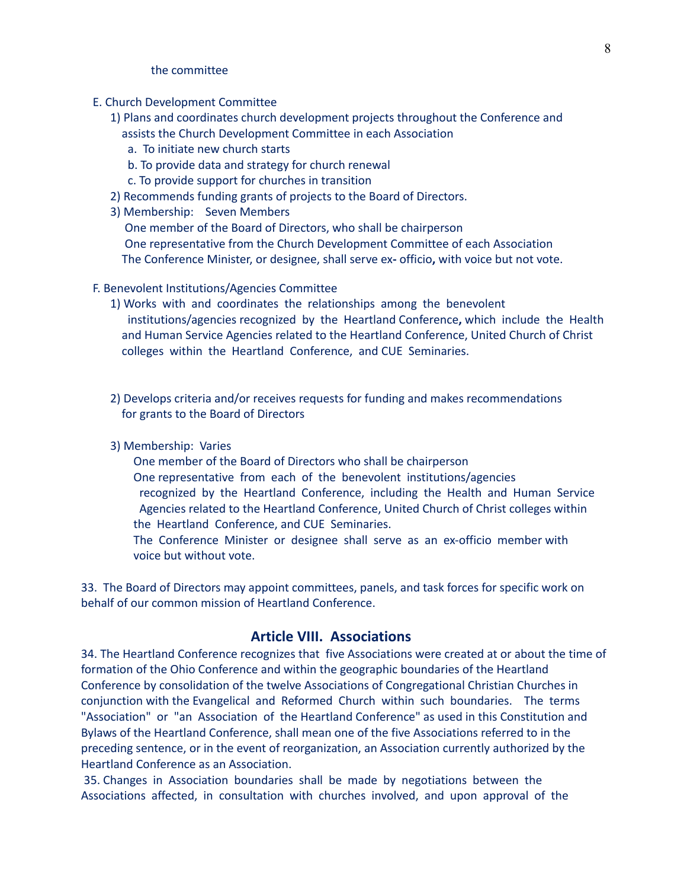the committee

E. Church Development Committee

1) Plans and coordinates church development projects throughout the Conference and assists the Church Development Committee in each Association
   a. To initiate new church starts
   b. To provide data and strategy for church renewal
   c. To provide support for churches in transition
2) Recommends funding grants of projects to the Board of Directors.
3) Membership: Seven Members
   One member of the Board of Directors, who shall be chairperson
   One representative from the Church Development Committee of each Association
   The Conference Minister, or designee, shall serve ex- officio**,** with voice but not vote.

F. Benevolent Institutions/Agencies Committee

1) Works with and coordinates the relationships among the benevolent institutions/agencies recognized by the Heartland Conference**,** which include the Health and Human Service Agencies related to the Heartland Conference, United Church of Christ colleges within the Heartland Conference, and CUE Seminaries.

2) Develops criteria and/or receives requests for funding and makes recommendations for grants to the Board of Directors

3) Membership: Varies
   One member of the Board of Directors who shall be chairperson
   One representative from each of the benevolent institutions/agencies recognized by the Heartland Conference, including the Health and Human Service Agencies related to the Heartland Conference, United Church of Christ colleges within the Heartland Conference, and CUE Seminaries.
   The Conference Minister or designee shall serve as an ex-officio member with voice but without vote.

33. The Board of Directors may appoint committees, panels, and task forces for specific work on behalf of our common mission of Heartland Conference.

## Article VIII. Associations

34. The Heartland Conference recognizes that five Associations were created at or about the time of formation of the Ohio Conference and within the geographic boundaries of the Heartland Conference by consolidation of the twelve Associations of Congregational Christian Churches in conjunction with the Evangelical and Reformed Church within such boundaries. The terms "Association" or "an Association of the Heartland Conference" as used in this Constitution and Bylaws of the Heartland Conference, shall mean one of the five Associations referred to in the preceding sentence, or in the event of reorganization, an Association currently authorized by the Heartland Conference as an Association.

35. Changes in Association boundaries shall be made by negotiations between the Associations affected, in consultation with churches involved, and upon approval of the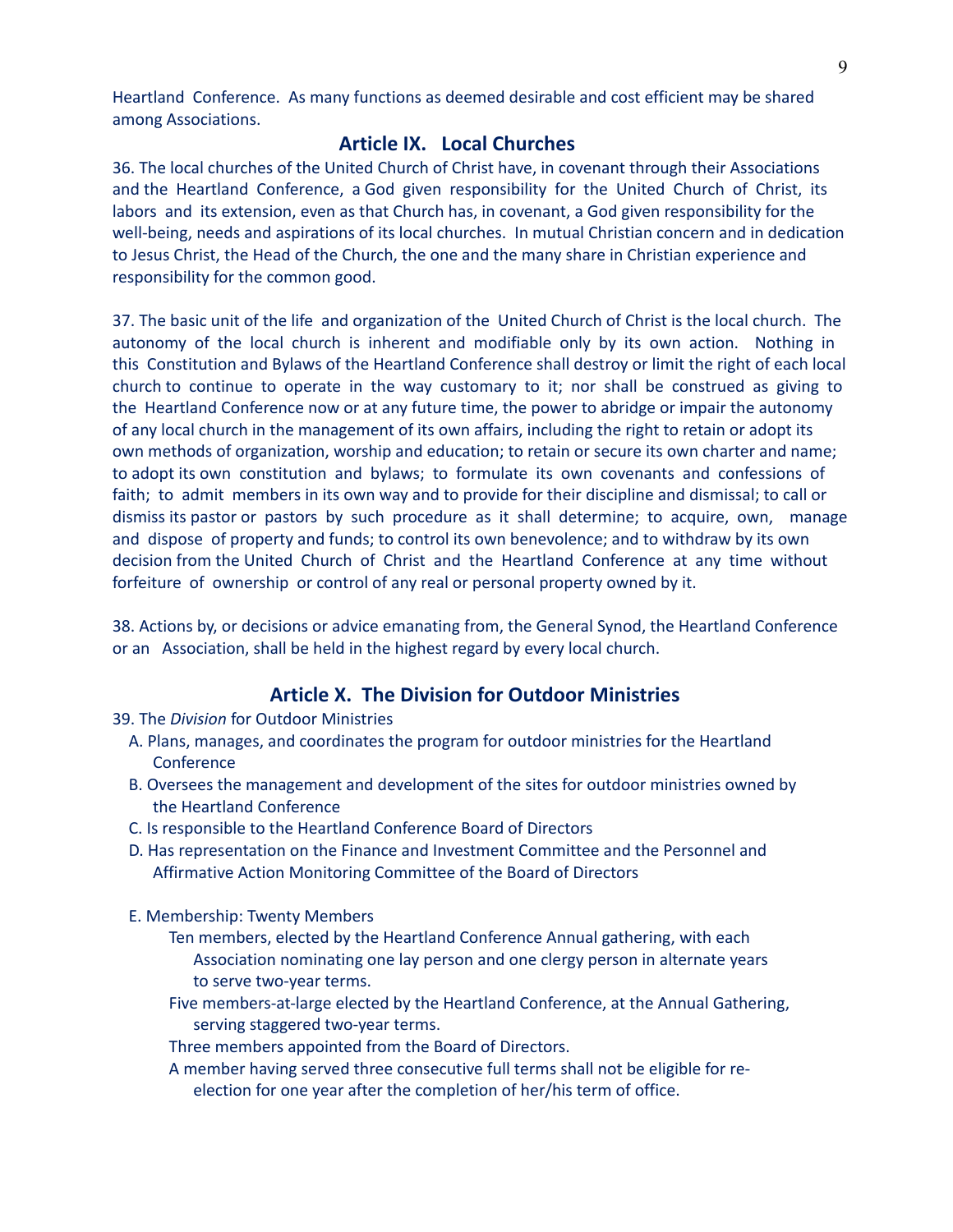Heartland Conference. As many functions as deemed desirable and cost efficient may be shared among Associations.

## Article IX. Local Churches

36. The local churches of the United Church of Christ have, in covenant through their Associations and the Heartland Conference, a God given responsibility for the United Church of Christ, its labors and its extension, even as that Church has, in covenant, a God given responsibility for the well-being, needs and aspirations of its local churches. In mutual Christian concern and in dedication to Jesus Christ, the Head of the Church, the one and the many share in Christian experience and responsibility for the common good.

37. The basic unit of the life and organization of the United Church of Christ is the local church. The autonomy of the local church is inherent and modifiable only by its own action. Nothing in this Constitution and Bylaws of the Heartland Conference shall destroy or limit the right of each local church to continue to operate in the way customary to it; nor shall be construed as giving to the Heartland Conference now or at any future time, the power to abridge or impair the autonomy of any local church in the management of its own affairs, including the right to retain or adopt its own methods of organization, worship and education; to retain or secure its own charter and name; to adopt its own constitution and bylaws; to formulate its own covenants and confessions of faith; to admit members in its own way and to provide for their discipline and dismissal; to call or dismiss its pastor or pastors by such procedure as it shall determine; to acquire, own, manage and dispose of property and funds; to control its own benevolence; and to withdraw by its own decision from the United Church of Christ and the Heartland Conference at any time without forfeiture of ownership or control of any real or personal property owned by it.

38. Actions by, or decisions or advice emanating from, the General Synod, the Heartland Conference or an Association, shall be held in the highest regard by every local church.

## Article X. The Division for Outdoor Ministries

39. The *Division* for Outdoor Ministries

A. Plans, manages, and coordinates the program for outdoor ministries for the Heartland Conference

B. Oversees the management and development of the sites for outdoor ministries owned by the Heartland Conference

C. Is responsible to the Heartland Conference Board of Directors

D. Has representation on the Finance and Investment Committee and the Personnel and Affirmative Action Monitoring Committee of the Board of Directors

E. Membership: Twenty Members

Ten members, elected by the Heartland Conference Annual gathering, with each Association nominating one lay person and one clergy person in alternate years to serve two-year terms.

Five members-at-large elected by the Heartland Conference, at the Annual Gathering, serving staggered two-year terms.

Three members appointed from the Board of Directors.

A member having served three consecutive full terms shall not be eligible for re-election for one year after the completion of her/his term of office.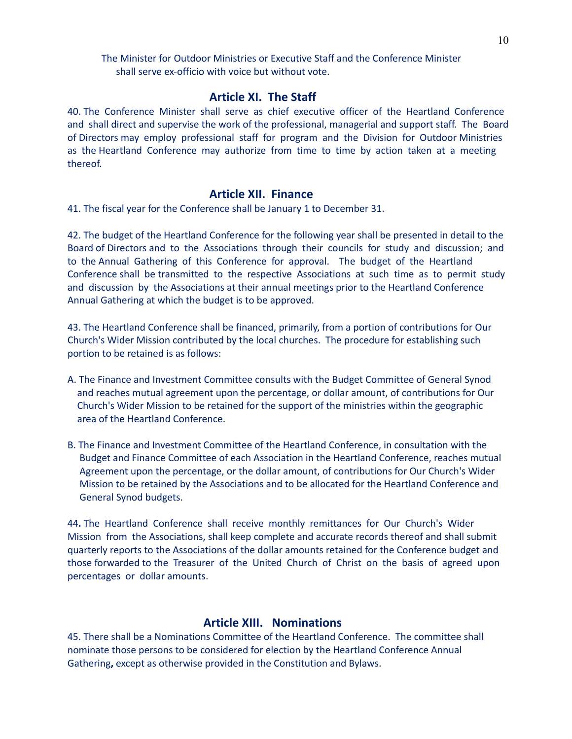The Minister for Outdoor Ministries or Executive Staff and the Conference Minister shall serve ex-officio with voice but without vote.

## Article XI. The Staff

40. The Conference Minister shall serve as chief executive officer of the Heartland Conference and shall direct and supervise the work of the professional, managerial and support staff. The Board of Directors may employ professional staff for program and the Division for Outdoor Ministries as the Heartland Conference may authorize from time to time by action taken at a meeting thereof.

## Article XII. Finance

41. The fiscal year for the Conference shall be January 1 to December 31.

42. The budget of the Heartland Conference for the following year shall be presented in detail to the Board of Directors and to the Associations through their councils for study and discussion; and to the Annual Gathering of this Conference for approval. The budget of the Heartland Conference shall be transmitted to the respective Associations at such time as to permit study and discussion by the Associations at their annual meetings prior to the Heartland Conference Annual Gathering at which the budget is to be approved.

43. The Heartland Conference shall be financed, primarily, from a portion of contributions for Our Church's Wider Mission contributed by the local churches. The procedure for establishing such portion to be retained is as follows:

A. The Finance and Investment Committee consults with the Budget Committee of General Synod and reaches mutual agreement upon the percentage, or dollar amount, of contributions for Our Church's Wider Mission to be retained for the support of the ministries within the geographic area of the Heartland Conference.

B. The Finance and Investment Committee of the Heartland Conference, in consultation with the Budget and Finance Committee of each Association in the Heartland Conference, reaches mutual Agreement upon the percentage, or the dollar amount, of contributions for Our Church's Wider Mission to be retained by the Associations and to be allocated for the Heartland Conference and General Synod budgets.

44. The Heartland Conference shall receive monthly remittances for Our Church's Wider Mission from the Associations, shall keep complete and accurate records thereof and shall submit quarterly reports to the Associations of the dollar amounts retained for the Conference budget and those forwarded to the Treasurer of the United Church of Christ on the basis of agreed upon percentages or dollar amounts.

## Article XIII. Nominations

45. There shall be a Nominations Committee of the Heartland Conference. The committee shall nominate those persons to be considered for election by the Heartland Conference Annual Gathering, except as otherwise provided in the Constitution and Bylaws.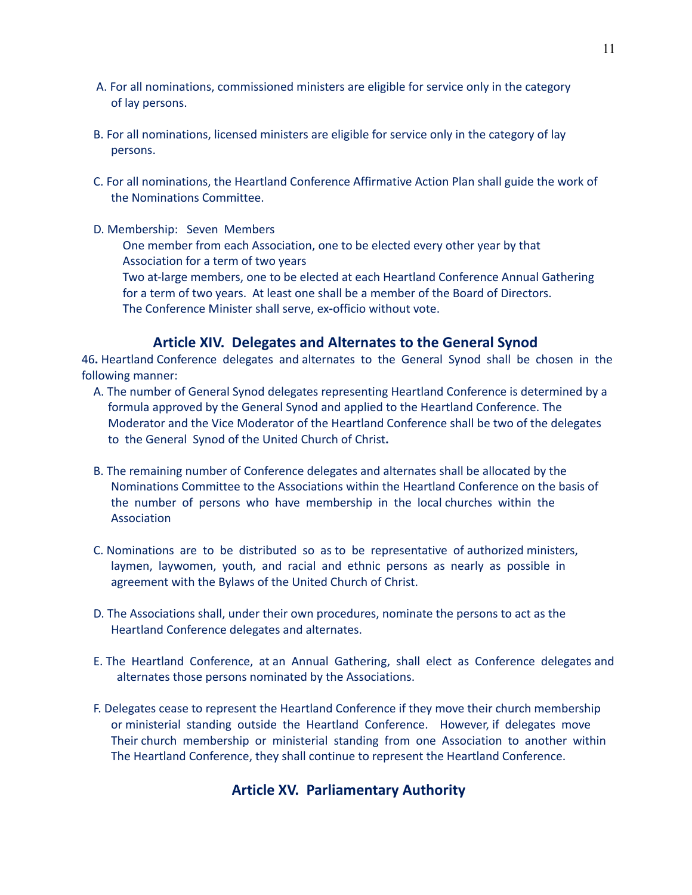A. For all nominations, commissioned ministers are eligible for service only in the category of lay persons.

B. For all nominations, licensed ministers are eligible for service only in the category of lay persons.

C. For all nominations, the Heartland Conference Affirmative Action Plan shall guide the work of the Nominations Committee.

D. Membership: Seven Members
   One member from each Association, one to be elected every other year by that Association for a term of two years
   Two at-large members, one to be elected at each Heartland Conference Annual Gathering for a term of two years. At least one shall be a member of the Board of Directors.
   The Conference Minister shall serve, ex-officio without vote.

## Article XIV. Delegates and Alternates to the General Synod

46**.** Heartland Conference delegates and alternates to the General Synod shall be chosen in the following manner:

A. The number of General Synod delegates representing Heartland Conference is determined by a formula approved by the General Synod and applied to the Heartland Conference. The Moderator and the Vice Moderator of the Heartland Conference shall be two of the delegates to the General Synod of the United Church of Christ**.**

B. The remaining number of Conference delegates and alternates shall be allocated by the Nominations Committee to the Associations within the Heartland Conference on the basis of the number of persons who have membership in the local churches within the Association

C. Nominations are to be distributed so as to be representative of authorized ministers, laymen, laywomen, youth, and racial and ethnic persons as nearly as possible in agreement with the Bylaws of the United Church of Christ.

D. The Associations shall, under their own procedures, nominate the persons to act as the Heartland Conference delegates and alternates.

E. The Heartland Conference, at an Annual Gathering, shall elect as Conference delegates and alternates those persons nominated by the Associations.

F. Delegates cease to represent the Heartland Conference if they move their church membership or ministerial standing outside the Heartland Conference. However, if delegates move Their church membership or ministerial standing from one Association to another within The Heartland Conference, they shall continue to represent the Heartland Conference.

## Article XV. Parliamentary Authority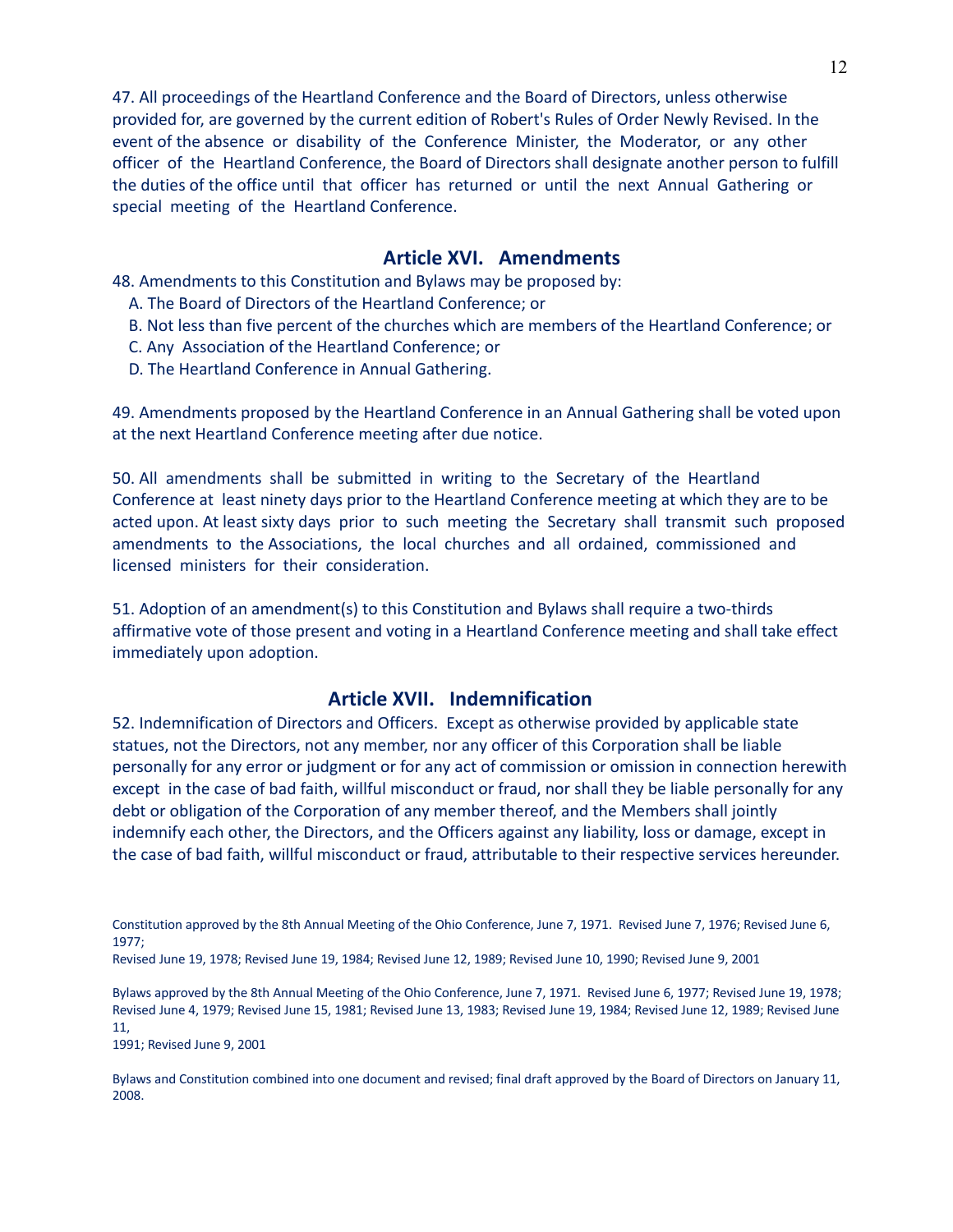47. All proceedings of the Heartland Conference and the Board of Directors, unless otherwise provided for, are governed by the current edition of Robert's Rules of Order Newly Revised. In the event of the absence or disability of the Conference Minister, the Moderator, or any other officer of the Heartland Conference, the Board of Directors shall designate another person to fulfill the duties of the office until that officer has returned or until the next Annual Gathering or special meeting of the Heartland Conference.

## Article XVI. Amendments

48. Amendments to this Constitution and Bylaws may be proposed by:

A. The Board of Directors of the Heartland Conference; or

B. Not less than five percent of the churches which are members of the Heartland Conference; or

C. Any Association of the Heartland Conference; or

D. The Heartland Conference in Annual Gathering.

49. Amendments proposed by the Heartland Conference in an Annual Gathering shall be voted upon at the next Heartland Conference meeting after due notice.

50. All amendments shall be submitted in writing to the Secretary of the Heartland Conference at least ninety days prior to the Heartland Conference meeting at which they are to be acted upon. At least sixty days prior to such meeting the Secretary shall transmit such proposed amendments to the Associations, the local churches and all ordained, commissioned and licensed ministers for their consideration.

51. Adoption of an amendment(s) to this Constitution and Bylaws shall require a two-thirds affirmative vote of those present and voting in a Heartland Conference meeting and shall take effect immediately upon adoption.

## Article XVII. Indemnification

52. Indemnification of Directors and Officers. Except as otherwise provided by applicable state statues, not the Directors, not any member, nor any officer of this Corporation shall be liable personally for any error or judgment or for any act of commission or omission in connection herewith except in the case of bad faith, willful misconduct or fraud, nor shall they be liable personally for any debt or obligation of the Corporation of any member thereof, and the Members shall jointly indemnify each other, the Directors, and the Officers against any liability, loss or damage, except in the case of bad faith, willful misconduct or fraud, attributable to their respective services hereunder.

Constitution approved by the 8th Annual Meeting of the Ohio Conference, June 7, 1971. Revised June 7, 1976; Revised June 6, 1977;
Revised June 19, 1978; Revised June 19, 1984; Revised June 12, 1989; Revised June 10, 1990; Revised June 9, 2001

Bylaws approved by the 8th Annual Meeting of the Ohio Conference, June 7, 1971. Revised June 6, 1977; Revised June 19, 1978; Revised June 4, 1979; Revised June 15, 1981; Revised June 13, 1983; Revised June 19, 1984; Revised June 12, 1989; Revised June 11,
1991; Revised June 9, 2001

Bylaws and Constitution combined into one document and revised; final draft approved by the Board of Directors on January 11, 2008.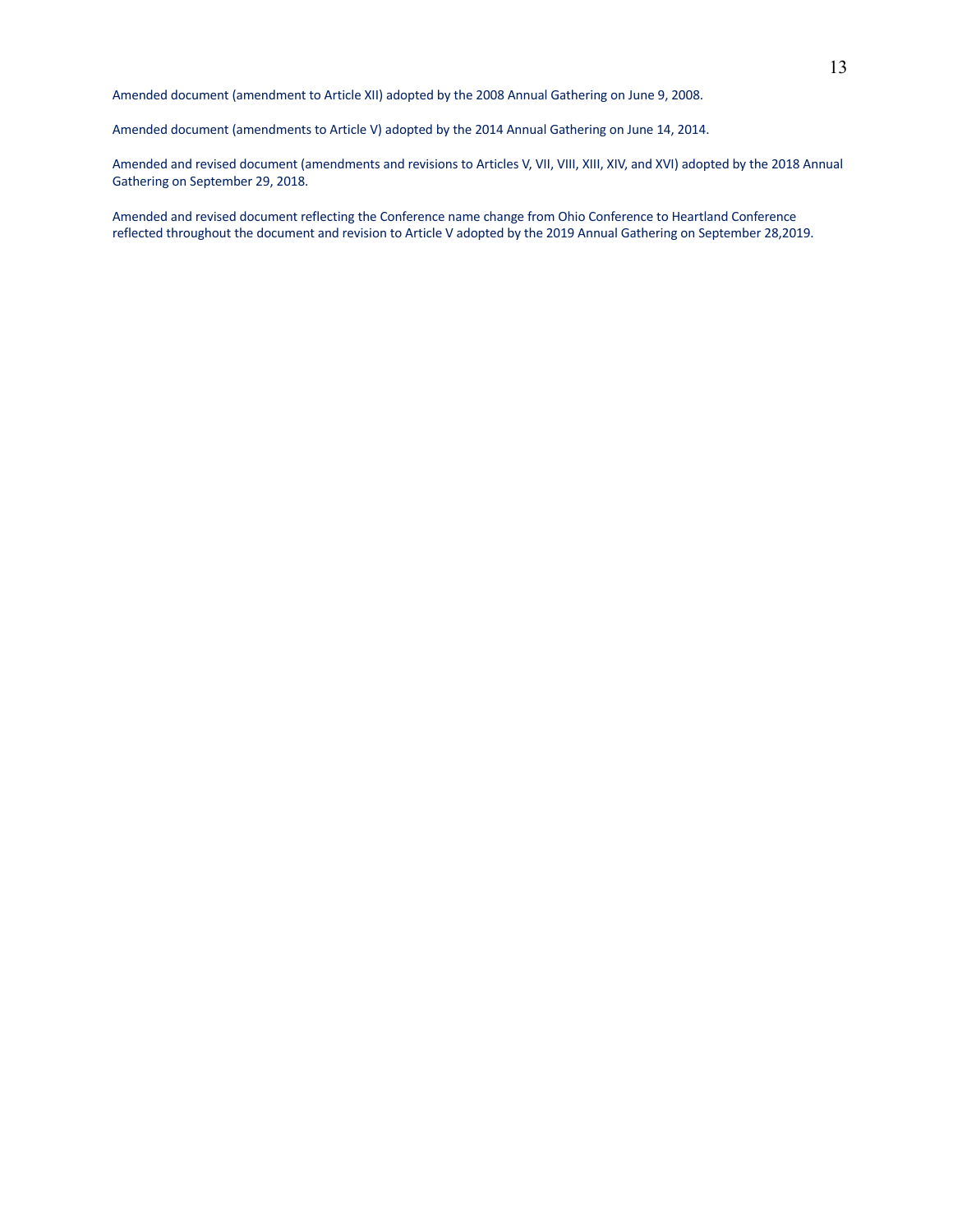Amended document (amendment to Article XII) adopted by the 2008 Annual Gathering on June 9, 2008.

Amended document (amendments to Article V) adopted by the 2014 Annual Gathering on June 14, 2014.

Amended and revised document (amendments and revisions to Articles V, VII, VIII, XIII, XIV, and XVI) adopted by the 2018 Annual Gathering on September 29, 2018.

Amended and revised document reflecting the Conference name change from Ohio Conference to Heartland Conference reflected throughout the document and revision to Article V adopted by the 2019 Annual Gathering on September 28,2019.